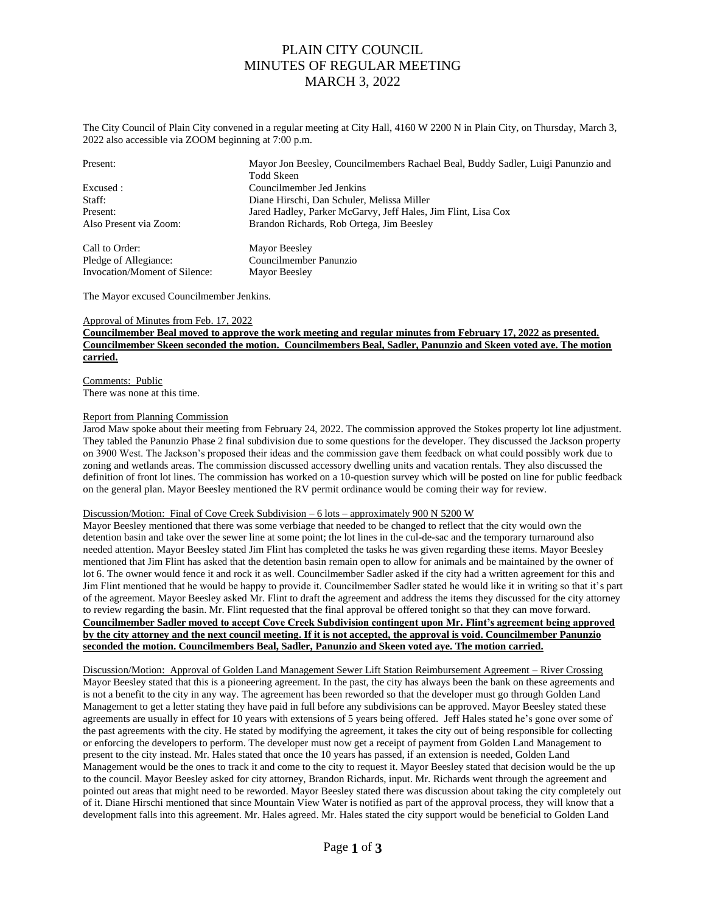# PLAIN CITY COUNCIL
## MINUTES OF REGULAR MEETING
## MARCH 3, 2022

The City Council of Plain City convened in a regular meeting at City Hall, 4160 W 2200 N in Plain City, on Thursday, March 3, 2022 also accessible via ZOOM beginning at 7:00 p.m.

| | |
|---|---|
| Present: | Mayor Jon Beesley, Councilmembers Rachael Beal, Buddy Sadler, Luigi Panunzio and Todd Skeen |
| Excused : | Councilmember Jed Jenkins |
| Staff: | Diane Hirschi, Dan Schuler, Melissa Miller |
| Present: | Jared Hadley, Parker McGarvy, Jeff Hales, Jim Flint, Lisa Cox |
| Also Present via Zoom: | Brandon Richards, Rob Ortega, Jim Beesley |

| | |
|---|---|
| Call to Order: | Mayor Beesley |
| Pledge of Allegiance: | Councilmember Panunzio |
| Invocation/Moment of Silence: | Mayor Beesley |

The Mayor excused Councilmember Jenkins.

Approval of Minutes from Feb. 17, 2022

**Councilmember Beal moved to approve the work meeting and regular minutes from February 17, 2022 as presented. Councilmember Skeen seconded the motion. Councilmembers Beal, Sadler, Panunzio and Skeen voted aye. The motion carried.**

Comments: Public

There was none at this time.

Report from Planning Commission

Jarod Maw spoke about their meeting from February 24, 2022. The commission approved the Stokes property lot line adjustment. They tabled the Panunzio Phase 2 final subdivision due to some questions for the developer. They discussed the Jackson property on 3900 West. The Jackson's proposed their ideas and the commission gave them feedback on what could possibly work due to zoning and wetlands areas. The commission discussed accessory dwelling units and vacation rentals. They also discussed the definition of front lot lines. The commission has worked on a 10-question survey which will be posted on line for public feedback on the general plan. Mayor Beesley mentioned the RV permit ordinance would be coming their way for review.

Discussion/Motion: Final of Cove Creek Subdivision – 6 lots – approximately 900 N 5200 W

Mayor Beesley mentioned that there was some verbiage that needed to be changed to reflect that the city would own the detention basin and take over the sewer line at some point; the lot lines in the cul-de-sac and the temporary turnaround also needed attention. Mayor Beesley stated Jim Flint has completed the tasks he was given regarding these items. Mayor Beesley mentioned that Jim Flint has asked that the detention basin remain open to allow for animals and be maintained by the owner of lot 6. The owner would fence it and rock it as well. Councilmember Sadler asked if the city had a written agreement for this and Jim Flint mentioned that he would be happy to provide it. Councilmember Sadler stated he would like it in writing so that it's part of the agreement. Mayor Beesley asked Mr. Flint to draft the agreement and address the items they discussed for the city attorney to review regarding the basin. Mr. Flint requested that the final approval be offered tonight so that they can move forward.

**Councilmember Sadler moved to accept Cove Creek Subdivision contingent upon Mr. Flint's agreement being approved by the city attorney and the next council meeting. If it is not accepted, the approval is void. Councilmember Panunzio seconded the motion. Councilmembers Beal, Sadler, Panunzio and Skeen voted aye. The motion carried.**

Discussion/Motion: Approval of Golden Land Management Sewer Lift Station Reimbursement Agreement – River Crossing

Mayor Beesley stated that this is a pioneering agreement. In the past, the city has always been the bank on these agreements and is not a benefit to the city in any way. The agreement has been reworded so that the developer must go through Golden Land Management to get a letter stating they have paid in full before any subdivisions can be approved. Mayor Beesley stated these agreements are usually in effect for 10 years with extensions of 5 years being offered. Jeff Hales stated he's gone over some of the past agreements with the city. He stated by modifying the agreement, it takes the city out of being responsible for collecting or enforcing the developers to perform. The developer must now get a receipt of payment from Golden Land Management to present to the city instead. Mr. Hales stated that once the 10 years has passed, if an extension is needed, Golden Land Management would be the ones to track it and come to the city to request it. Mayor Beesley stated that decision would be the up to the council. Mayor Beesley asked for city attorney, Brandon Richards, input. Mr. Richards went through the agreement and pointed out areas that might need to be reworded. Mayor Beesley stated there was discussion about taking the city completely out of it. Diane Hirschi mentioned that since Mountain View Water is notified as part of the approval process, they will know that a development falls into this agreement. Mr. Hales agreed. Mr. Hales stated the city support would be beneficial to Golden Land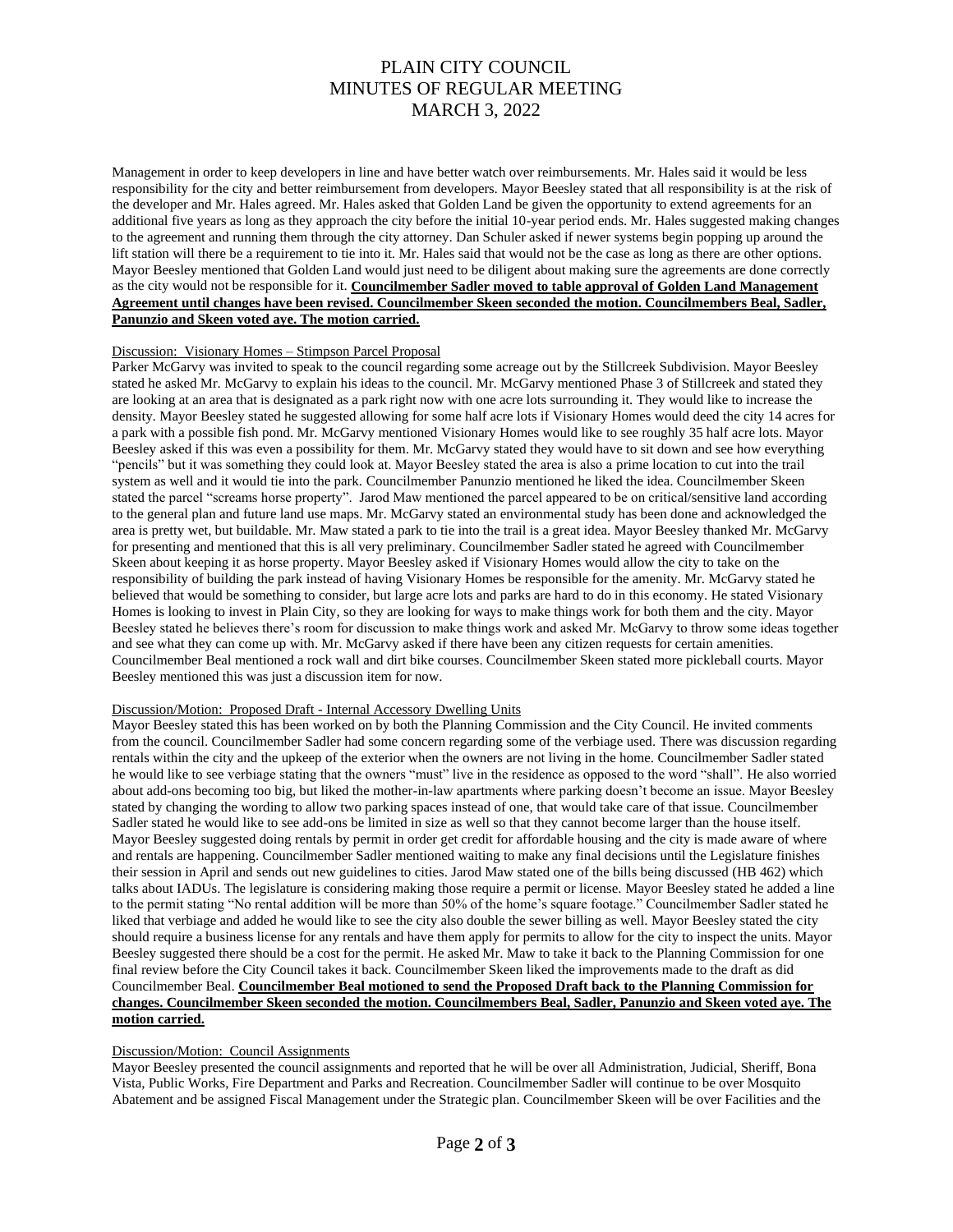Management in order to keep developers in line and have better watch over reimbursements. Mr. Hales said it would be less responsibility for the city and better reimbursement from developers. Mayor Beesley stated that all responsibility is at the risk of the developer and Mr. Hales agreed. Mr. Hales asked that Golden Land be given the opportunity to extend agreements for an additional five years as long as they approach the city before the initial 10-year period ends. Mr. Hales suggested making changes to the agreement and running them through the city attorney. Dan Schuler asked if newer systems begin popping up around the lift station will there be a requirement to tie into it. Mr. Hales said that would not be the case as long as there are other options. Mayor Beesley mentioned that Golden Land would just need to be diligent about making sure the agreements are done correctly as the city would not be responsible for it. **Councilmember Sadler moved to table approval of Golden Land Management Agreement until changes have been revised. Councilmember Skeen seconded the motion. Councilmembers Beal, Sadler, Panunzio and Skeen voted aye. The motion carried.**

Discussion: Visionary Homes – Stimpson Parcel Proposal

Parker McGarvy was invited to speak to the council regarding some acreage out by the Stillcreek Subdivision. Mayor Beesley stated he asked Mr. McGarvy to explain his ideas to the council. Mr. McGarvy mentioned Phase 3 of Stillcreek and stated they are looking at an area that is designated as a park right now with one acre lots surrounding it. They would like to increase the density. Mayor Beesley stated he suggested allowing for some half acre lots if Visionary Homes would deed the city 14 acres for a park with a possible fish pond. Mr. McGarvy mentioned Visionary Homes would like to see roughly 35 half acre lots. Mayor Beesley asked if this was even a possibility for them. Mr. McGarvy stated they would have to sit down and see how everything "pencils" but it was something they could look at. Mayor Beesley stated the area is also a prime location to cut into the trail system as well and it would tie into the park. Councilmember Panunzio mentioned he liked the idea. Councilmember Skeen stated the parcel "screams horse property". Jarod Maw mentioned the parcel appeared to be on critical/sensitive land according to the general plan and future land use maps. Mr. McGarvy stated an environmental study has been done and acknowledged the area is pretty wet, but buildable. Mr. Maw stated a park to tie into the trail is a great idea. Mayor Beesley thanked Mr. McGarvy for presenting and mentioned that this is all very preliminary. Councilmember Sadler stated he agreed with Councilmember Skeen about keeping it as horse property. Mayor Beesley asked if Visionary Homes would allow the city to take on the responsibility of building the park instead of having Visionary Homes be responsible for the amenity. Mr. McGarvy stated he believed that would be something to consider, but large acre lots and parks are hard to do in this economy. He stated Visionary Homes is looking to invest in Plain City, so they are looking for ways to make things work for both them and the city. Mayor Beesley stated he believes there's room for discussion to make things work and asked Mr. McGarvy to throw some ideas together and see what they can come up with. Mr. McGarvy asked if there have been any citizen requests for certain amenities. Councilmember Beal mentioned a rock wall and dirt bike courses. Councilmember Skeen stated more pickleball courts. Mayor Beesley mentioned this was just a discussion item for now.

Discussion/Motion: Proposed Draft - Internal Accessory Dwelling Units

Mayor Beesley stated this has been worked on by both the Planning Commission and the City Council. He invited comments from the council. Councilmember Sadler had some concern regarding some of the verbiage used. There was discussion regarding rentals within the city and the upkeep of the exterior when the owners are not living in the home. Councilmember Sadler stated he would like to see verbiage stating that the owners "must" live in the residence as opposed to the word "shall". He also worried about add-ons becoming too big, but liked the mother-in-law apartments where parking doesn't become an issue. Mayor Beesley stated by changing the wording to allow two parking spaces instead of one, that would take care of that issue. Councilmember Sadler stated he would like to see add-ons be limited in size as well so that they cannot become larger than the house itself. Mayor Beesley suggested doing rentals by permit in order get credit for affordable housing and the city is made aware of where and rentals are happening. Councilmember Sadler mentioned waiting to make any final decisions until the Legislature finishes their session in April and sends out new guidelines to cities. Jarod Maw stated one of the bills being discussed (HB 462) which talks about IADUs. The legislature is considering making those require a permit or license. Mayor Beesley stated he added a line to the permit stating "No rental addition will be more than 50% of the home's square footage." Councilmember Sadler stated he liked that verbiage and added he would like to see the city also double the sewer billing as well. Mayor Beesley stated the city should require a business license for any rentals and have them apply for permits to allow for the city to inspect the units. Mayor Beesley suggested there should be a cost for the permit. He asked Mr. Maw to take it back to the Planning Commission for one final review before the City Council takes it back. Councilmember Skeen liked the improvements made to the draft as did Councilmember Beal. **Councilmember Beal motioned to send the Proposed Draft back to the Planning Commission for changes. Councilmember Skeen seconded the motion. Councilmembers Beal, Sadler, Panunzio and Skeen voted aye. The motion carried.**

Discussion/Motion: Council Assignments

Mayor Beesley presented the council assignments and reported that he will be over all Administration, Judicial, Sheriff, Bona Vista, Public Works, Fire Department and Parks and Recreation. Councilmember Sadler will continue to be over Mosquito Abatement and be assigned Fiscal Management under the Strategic plan. Councilmember Skeen will be over Facilities and the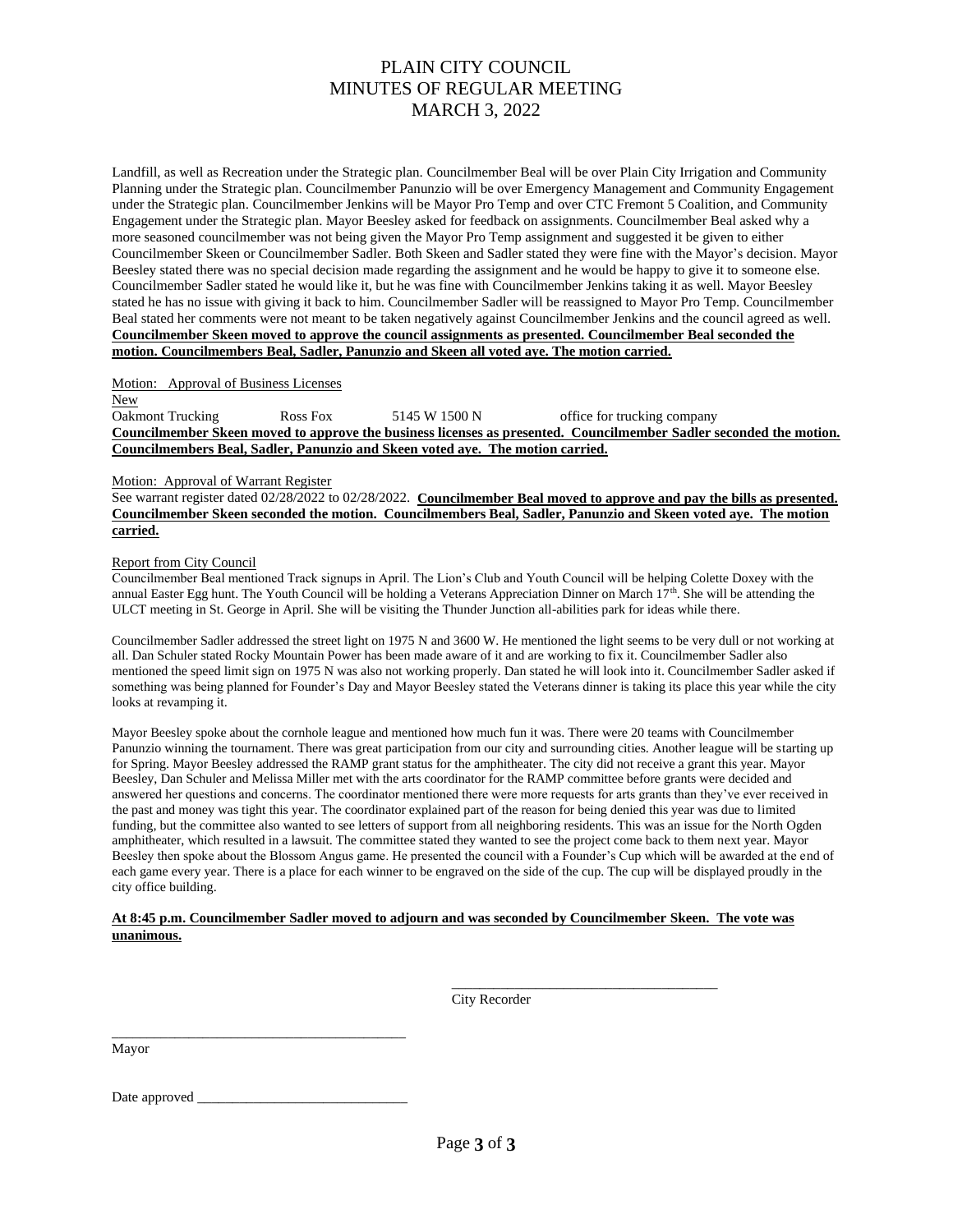Landfill, as well as Recreation under the Strategic plan. Councilmember Beal will be over Plain City Irrigation and Community Planning under the Strategic plan. Councilmember Panunzio will be over Emergency Management and Community Engagement under the Strategic plan. Councilmember Jenkins will be Mayor Pro Temp and over CTC Fremont 5 Coalition, and Community Engagement under the Strategic plan. Mayor Beesley asked for feedback on assignments. Councilmember Beal asked why a more seasoned councilmember was not being given the Mayor Pro Temp assignment and suggested it be given to either Councilmember Skeen or Councilmember Sadler. Both Skeen and Sadler stated they were fine with the Mayor's decision. Mayor Beesley stated there was no special decision made regarding the assignment and he would be happy to give it to someone else. Councilmember Sadler stated he would like it, but he was fine with Councilmember Jenkins taking it as well. Mayor Beesley stated he has no issue with giving it back to him. Councilmember Sadler will be reassigned to Mayor Pro Temp. Councilmember Beal stated her comments were not meant to be taken negatively against Councilmember Jenkins and the council agreed as well. **Councilmember Skeen moved to approve the council assignments as presented. Councilmember Beal seconded the motion. Councilmembers Beal, Sadler, Panunzio and Skeen all voted aye. The motion carried.**

Motion: Approval of Business Licenses

New

| Oakmont Trucking | Ross Fox | 5145 W 1500 N | office for trucking company |
|---|---|---|---|

**Councilmember Skeen moved to approve the business licenses as presented. Councilmember Sadler seconded the motion. Councilmembers Beal, Sadler, Panunzio and Skeen voted aye. The motion carried.**

Motion: Approval of Warrant Register

See warrant register dated 02/28/2022 to 02/28/2022. **Councilmember Beal moved to approve and pay the bills as presented. Councilmember Skeen seconded the motion. Councilmembers Beal, Sadler, Panunzio and Skeen voted aye. The motion carried.**

Report from City Council

Councilmember Beal mentioned Track signups in April. The Lion's Club and Youth Council will be helping Colette Doxey with the annual Easter Egg hunt. The Youth Council will be holding a Veterans Appreciation Dinner on March 17th. She will be attending the ULCT meeting in St. George in April. She will be visiting the Thunder Junction all-abilities park for ideas while there.

Councilmember Sadler addressed the street light on 1975 N and 3600 W. He mentioned the light seems to be very dull or not working at all. Dan Schuler stated Rocky Mountain Power has been made aware of it and are working to fix it. Councilmember Sadler also mentioned the speed limit sign on 1975 N was also not working properly. Dan stated he will look into it. Councilmember Sadler asked if something was being planned for Founder's Day and Mayor Beesley stated the Veterans dinner is taking its place this year while the city looks at revamping it.

Mayor Beesley spoke about the cornhole league and mentioned how much fun it was. There were 20 teams with Councilmember Panunzio winning the tournament. There was great participation from our city and surrounding cities. Another league will be starting up for Spring. Mayor Beesley addressed the RAMP grant status for the amphitheater. The city did not receive a grant this year. Mayor Beesley, Dan Schuler and Melissa Miller met with the arts coordinator for the RAMP committee before grants were decided and answered her questions and concerns. The coordinator mentioned there were more requests for arts grants than they've ever received in the past and money was tight this year. The coordinator explained part of the reason for being denied this year was due to limited funding, but the committee also wanted to see letters of support from all neighboring residents. This was an issue for the North Ogden amphitheater, which resulted in a lawsuit. The committee stated they wanted to see the project come back to them next year. Mayor Beesley then spoke about the Blossom Angus game. He presented the council with a Founder's Cup which will be awarded at the end of each game every year. There is a place for each winner to be engraved on the side of the cup. The cup will be displayed proudly in the city office building.

**At 8:45 p.m. Councilmember Sadler moved to adjourn and was seconded by Councilmember Skeen. The vote was unanimous.**

\_\_\_\_\_\_\_\_\_\_\_\_\_\_\_\_\_\_\_\_\_\_\_\_\_\_\_\_\_\_\_\_\_\_\_\_\_\_
City Recorder

\_\_\_\_\_\_\_\_\_\_\_\_\_\_\_\_\_\_\_\_\_\_\_\_\_\_\_\_\_\_\_\_\_\_\_\_\_\_
Mayor

Date approved \_\_\_\_\_\_\_\_\_\_\_\_\_\_\_\_\_\_\_\_\_\_\_\_\_\_\_\_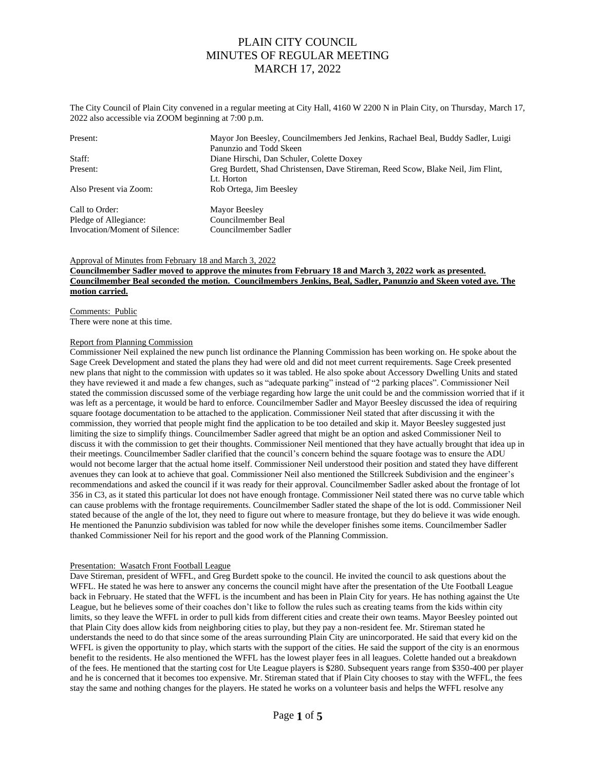# PLAIN CITY COUNCIL
# MINUTES OF REGULAR MEETING
# MARCH 17, 2022

The City Council of Plain City convened in a regular meeting at City Hall, 4160 W 2200 N in Plain City, on Thursday, March 17, 2022 also accessible via ZOOM beginning at 7:00 p.m.

| | |
|---|---|
| Present: | Mayor Jon Beesley, Councilmembers Jed Jenkins, Rachael Beal, Buddy Sadler, Luigi Panunzio and Todd Skeen |
| Staff: | Diane Hirschi, Dan Schuler, Colette Doxey |
| Present: | Greg Burdett, Shad Christensen, Dave Stireman, Reed Scow, Blake Neil, Jim Flint, Lt. Horton |
| Also Present via Zoom: | Rob Ortega, Jim Beesley |
| Call to Order: | Mayor Beesley |
| Pledge of Allegiance: | Councilmember Beal |
| Invocation/Moment of Silence: | Councilmember Sadler |

Approval of Minutes from February 18 and March 3, 2022

**Councilmember Sadler moved to approve the minutes from February 18 and March 3, 2022 work as presented. Councilmember Beal seconded the motion. Councilmembers Jenkins, Beal, Sadler, Panunzio and Skeen voted aye. The motion carried.**

Comments: Public

There were none at this time.

Report from Planning Commission

Commissioner Neil explained the new punch list ordinance the Planning Commission has been working on. He spoke about the Sage Creek Development and stated the plans they had were old and did not meet current requirements. Sage Creek presented new plans that night to the commission with updates so it was tabled. He also spoke about Accessory Dwelling Units and stated they have reviewed it and made a few changes, such as "adequate parking" instead of "2 parking places". Commissioner Neil stated the commission discussed some of the verbiage regarding how large the unit could be and the commission worried that if it was left as a percentage, it would be hard to enforce. Councilmember Sadler and Mayor Beesley discussed the idea of requiring square footage documentation to be attached to the application. Commissioner Neil stated that after discussing it with the commission, they worried that people might find the application to be too detailed and skip it. Mayor Beesley suggested just limiting the size to simplify things. Councilmember Sadler agreed that might be an option and asked Commissioner Neil to discuss it with the commission to get their thoughts. Commissioner Neil mentioned that they have actually brought that idea up in their meetings. Councilmember Sadler clarified that the council's concern behind the square footage was to ensure the ADU would not become larger that the actual home itself. Commissioner Neil understood their position and stated they have different avenues they can look at to achieve that goal. Commissioner Neil also mentioned the Stillcreek Subdivision and the engineer's recommendations and asked the council if it was ready for their approval. Councilmember Sadler asked about the frontage of lot 356 in C3, as it stated this particular lot does not have enough frontage. Commissioner Neil stated there was no curve table which can cause problems with the frontage requirements. Councilmember Sadler stated the shape of the lot is odd. Commissioner Neil stated because of the angle of the lot, they need to figure out where to measure frontage, but they do believe it was wide enough. He mentioned the Panunzio subdivision was tabled for now while the developer finishes some items. Councilmember Sadler thanked Commissioner Neil for his report and the good work of the Planning Commission.

Presentation: Wasatch Front Football League

Dave Stireman, president of WFFL, and Greg Burdett spoke to the council. He invited the council to ask questions about the WFFL. He stated he was here to answer any concerns the council might have after the presentation of the Ute Football League back in February. He stated that the WFFL is the incumbent and has been in Plain City for years. He has nothing against the Ute League, but he believes some of their coaches don't like to follow the rules such as creating teams from the kids within city limits, so they leave the WFFL in order to pull kids from different cities and create their own teams. Mayor Beesley pointed out that Plain City does allow kids from neighboring cities to play, but they pay a non-resident fee. Mr. Stireman stated he understands the need to do that since some of the areas surrounding Plain City are unincorporated. He said that every kid on the WFFL is given the opportunity to play, which starts with the support of the cities. He said the support of the city is an enormous benefit to the residents. He also mentioned the WFFL has the lowest player fees in all leagues. Colette handed out a breakdown of the fees. He mentioned that the starting cost for Ute League players is $280. Subsequent years range from $350-400 per player and he is concerned that it becomes too expensive. Mr. Stireman stated that if Plain City chooses to stay with the WFFL, the fees stay the same and nothing changes for the players. He stated he works on a volunteer basis and helps the WFFL resolve any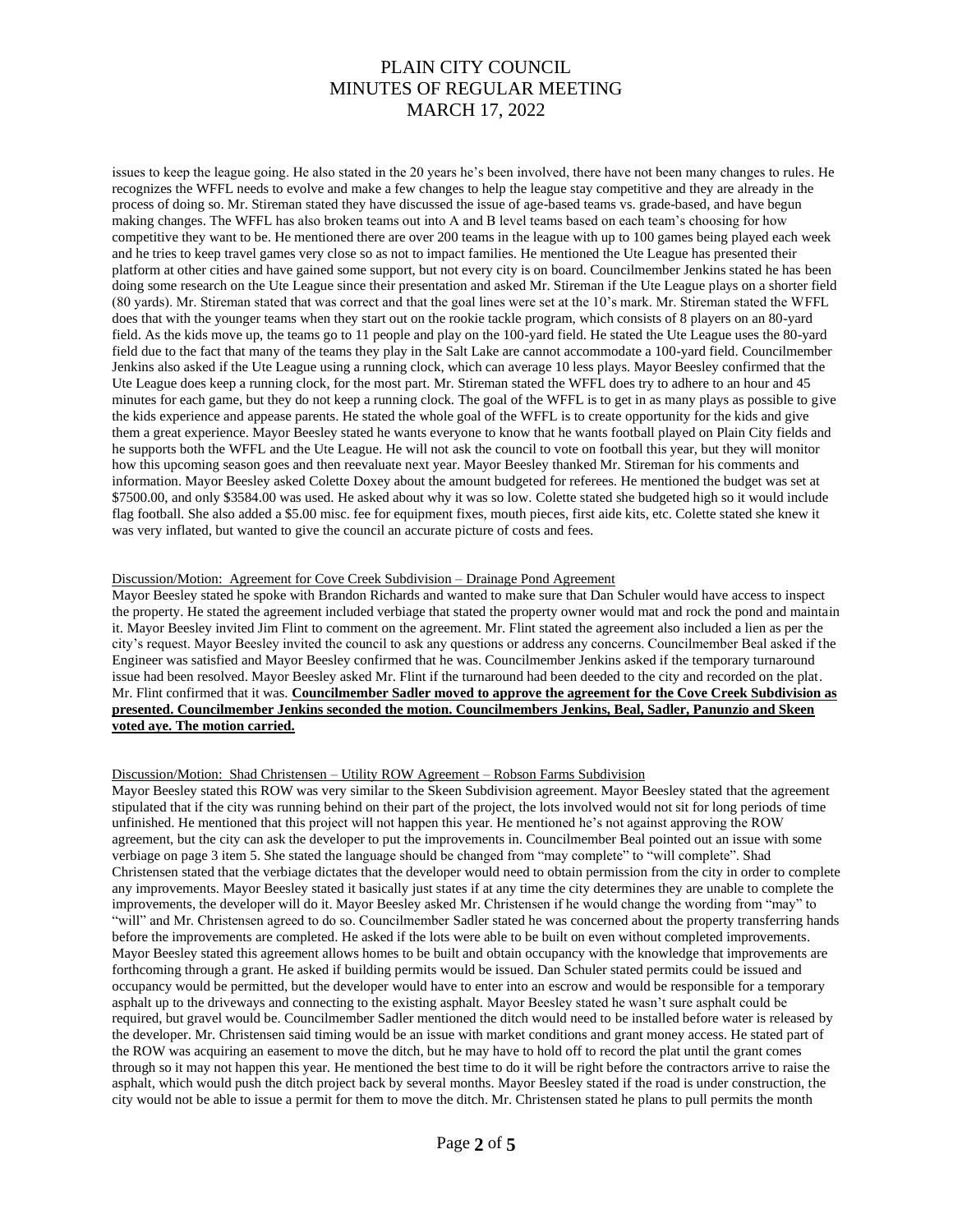issues to keep the league going. He also stated in the 20 years he's been involved, there have not been many changes to rules. He recognizes the WFFL needs to evolve and make a few changes to help the league stay competitive and they are already in the process of doing so. Mr. Stireman stated they have discussed the issue of age-based teams vs. grade-based, and have begun making changes. The WFFL has also broken teams out into A and B level teams based on each team's choosing for how competitive they want to be. He mentioned there are over 200 teams in the league with up to 100 games being played each week and he tries to keep travel games very close so as not to impact families. He mentioned the Ute League has presented their platform at other cities and have gained some support, but not every city is on board. Councilmember Jenkins stated he has been doing some research on the Ute League since their presentation and asked Mr. Stireman if the Ute League plays on a shorter field (80 yards). Mr. Stireman stated that was correct and that the goal lines were set at the 10's mark. Mr. Stireman stated the WFFL does that with the younger teams when they start out on the rookie tackle program, which consists of 8 players on an 80-yard field. As the kids move up, the teams go to 11 people and play on the 100-yard field. He stated the Ute League uses the 80-yard field due to the fact that many of the teams they play in the Salt Lake are cannot accommodate a 100-yard field. Councilmember Jenkins also asked if the Ute League using a running clock, which can average 10 less plays. Mayor Beesley confirmed that the Ute League does keep a running clock, for the most part. Mr. Stireman stated the WFFL does try to adhere to an hour and 45 minutes for each game, but they do not keep a running clock. The goal of the WFFL is to get in as many plays as possible to give the kids experience and appease parents. He stated the whole goal of the WFFL is to create opportunity for the kids and give them a great experience. Mayor Beesley stated he wants everyone to know that he wants football played on Plain City fields and he supports both the WFFL and the Ute League. He will not ask the council to vote on football this year, but they will monitor how this upcoming season goes and then reevaluate next year. Mayor Beesley thanked Mr. Stireman for his comments and information. Mayor Beesley asked Colette Doxey about the amount budgeted for referees. He mentioned the budget was set at $7500.00, and only $3584.00 was used. He asked about why it was so low. Colette stated she budgeted high so it would include flag football. She also added a $5.00 misc. fee for equipment fixes, mouth pieces, first aide kits, etc. Colette stated she knew it was very inflated, but wanted to give the council an accurate picture of costs and fees.

Discussion/Motion: Agreement for Cove Creek Subdivision – Drainage Pond Agreement

Mayor Beesley stated he spoke with Brandon Richards and wanted to make sure that Dan Schuler would have access to inspect the property. He stated the agreement included verbiage that stated the property owner would mat and rock the pond and maintain it. Mayor Beesley invited Jim Flint to comment on the agreement. Mr. Flint stated the agreement also included a lien as per the city's request. Mayor Beesley invited the council to ask any questions or address any concerns. Councilmember Beal asked if the Engineer was satisfied and Mayor Beesley confirmed that he was. Councilmember Jenkins asked if the temporary turnaround issue had been resolved. Mayor Beesley asked Mr. Flint if the turnaround had been deeded to the city and recorded on the plat. Mr. Flint confirmed that it was. **Councilmember Sadler moved to approve the agreement for the Cove Creek Subdivision as presented. Councilmember Jenkins seconded the motion. Councilmembers Jenkins, Beal, Sadler, Panunzio and Skeen voted aye. The motion carried.**

Discussion/Motion: Shad Christensen – Utility ROW Agreement – Robson Farms Subdivision

Mayor Beesley stated this ROW was very similar to the Skeen Subdivision agreement. Mayor Beesley stated that the agreement stipulated that if the city was running behind on their part of the project, the lots involved would not sit for long periods of time unfinished. He mentioned that this project will not happen this year. He mentioned he's not against approving the ROW agreement, but the city can ask the developer to put the improvements in. Councilmember Beal pointed out an issue with some verbiage on page 3 item 5. She stated the language should be changed from "may complete" to "will complete". Shad Christensen stated that the verbiage dictates that the developer would need to obtain permission from the city in order to complete any improvements. Mayor Beesley stated it basically just states if at any time the city determines they are unable to complete the improvements, the developer will do it. Mayor Beesley asked Mr. Christensen if he would change the wording from "may" to "will" and Mr. Christensen agreed to do so. Councilmember Sadler stated he was concerned about the property transferring hands before the improvements are completed. He asked if the lots were able to be built on even without completed improvements. Mayor Beesley stated this agreement allows homes to be built and obtain occupancy with the knowledge that improvements are forthcoming through a grant. He asked if building permits would be issued. Dan Schuler stated permits could be issued and occupancy would be permitted, but the developer would have to enter into an escrow and would be responsible for a temporary asphalt up to the driveways and connecting to the existing asphalt. Mayor Beesley stated he wasn't sure asphalt could be required, but gravel would be. Councilmember Sadler mentioned the ditch would need to be installed before water is released by the developer. Mr. Christensen said timing would be an issue with market conditions and grant money access. He stated part of the ROW was acquiring an easement to move the ditch, but he may have to hold off to record the plat until the grant comes through so it may not happen this year. He mentioned the best time to do it will be right before the contractors arrive to raise the asphalt, which would push the ditch project back by several months. Mayor Beesley stated if the road is under construction, the city would not be able to issue a permit for them to move the ditch. Mr. Christensen stated he plans to pull permits the month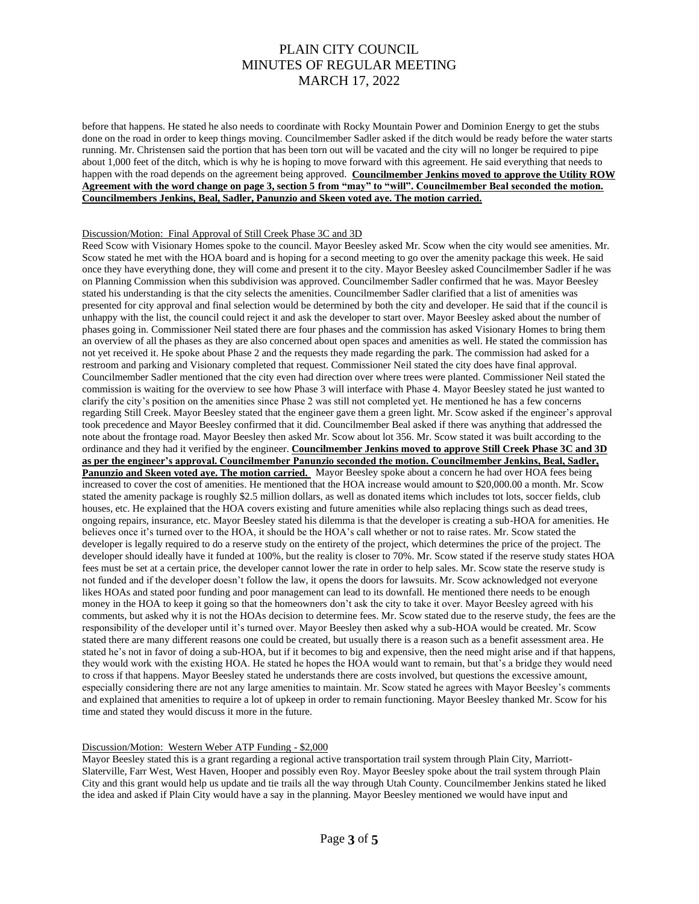before that happens. He stated he also needs to coordinate with Rocky Mountain Power and Dominion Energy to get the stubs done on the road in order to keep things moving. Councilmember Sadler asked if the ditch would be ready before the water starts running. Mr. Christensen said the portion that has been torn out will be vacated and the city will no longer be required to pipe about 1,000 feet of the ditch, which is why he is hoping to move forward with this agreement. He said everything that needs to happen with the road depends on the agreement being approved. **Councilmember Jenkins moved to approve the Utility ROW Agreement with the word change on page 3, section 5 from "may" to "will". Councilmember Beal seconded the motion. Councilmembers Jenkins, Beal, Sadler, Panunzio and Skeen voted aye. The motion carried.**

Discussion/Motion: Final Approval of Still Creek Phase 3C and 3D

Reed Scow with Visionary Homes spoke to the council. Mayor Beesley asked Mr. Scow when the city would see amenities. Mr. Scow stated he met with the HOA board and is hoping for a second meeting to go over the amenity package this week. He said once they have everything done, they will come and present it to the city. Mayor Beesley asked Councilmember Sadler if he was on Planning Commission when this subdivision was approved. Councilmember Sadler confirmed that he was. Mayor Beesley stated his understanding is that the city selects the amenities. Councilmember Sadler clarified that a list of amenities was presented for city approval and final selection would be determined by both the city and developer. He said that if the council is unhappy with the list, the council could reject it and ask the developer to start over. Mayor Beesley asked about the number of phases going in. Commissioner Neil stated there are four phases and the commission has asked Visionary Homes to bring them an overview of all the phases as they are also concerned about open spaces and amenities as well. He stated the commission has not yet received it. He spoke about Phase 2 and the requests they made regarding the park. The commission had asked for a restroom and parking and Visionary completed that request. Commissioner Neil stated the city does have final approval. Councilmember Sadler mentioned that the city even had direction over where trees were planted. Commissioner Neil stated the commission is waiting for the overview to see how Phase 3 will interface with Phase 4. Mayor Beesley stated he just wanted to clarify the city's position on the amenities since Phase 2 was still not completed yet. He mentioned he has a few concerns regarding Still Creek. Mayor Beesley stated that the engineer gave them a green light. Mr. Scow asked if the engineer's approval took precedence and Mayor Beesley confirmed that it did. Councilmember Beal asked if there was anything that addressed the note about the frontage road. Mayor Beesley then asked Mr. Scow about lot 356. Mr. Scow stated it was built according to the ordinance and they had it verified by the engineer. **Councilmember Jenkins moved to approve Still Creek Phase 3C and 3D as per the engineer's approval. Councilmember Panunzio seconded the motion. Councilmember Jenkins, Beal, Sadler, Panunzio and Skeen voted aye. The motion carried.** Mayor Beesley spoke about a concern he had over HOA fees being increased to cover the cost of amenities. He mentioned that the HOA increase would amount to $20,000.00 a month. Mr. Scow stated the amenity package is roughly $2.5 million dollars, as well as donated items which includes tot lots, soccer fields, club houses, etc. He explained that the HOA covers existing and future amenities while also replacing things such as dead trees, ongoing repairs, insurance, etc. Mayor Beesley stated his dilemma is that the developer is creating a sub-HOA for amenities. He believes once it's turned over to the HOA, it should be the HOA's call whether or not to raise rates. Mr. Scow stated the developer is legally required to do a reserve study on the entirety of the project, which determines the price of the project. The developer should ideally have it funded at 100%, but the reality is closer to 70%. Mr. Scow stated if the reserve study states HOA fees must be set at a certain price, the developer cannot lower the rate in order to help sales. Mr. Scow state the reserve study is not funded and if the developer doesn't follow the law, it opens the doors for lawsuits. Mr. Scow acknowledged not everyone likes HOAs and stated poor funding and poor management can lead to its downfall. He mentioned there needs to be enough money in the HOA to keep it going so that the homeowners don't ask the city to take it over. Mayor Beesley agreed with his comments, but asked why it is not the HOAs decision to determine fees. Mr. Scow stated due to the reserve study, the fees are the responsibility of the developer until it's turned over. Mayor Beesley then asked why a sub-HOA would be created. Mr. Scow stated there are many different reasons one could be created, but usually there is a reason such as a benefit assessment area. He stated he's not in favor of doing a sub-HOA, but if it becomes to big and expensive, then the need might arise and if that happens, they would work with the existing HOA. He stated he hopes the HOA would want to remain, but that's a bridge they would need to cross if that happens. Mayor Beesley stated he understands there are costs involved, but questions the excessive amount, especially considering there are not any large amenities to maintain. Mr. Scow stated he agrees with Mayor Beesley's comments and explained that amenities to require a lot of upkeep in order to remain functioning. Mayor Beesley thanked Mr. Scow for his time and stated they would discuss it more in the future.

Discussion/Motion: Western Weber ATP Funding - $2,000

Mayor Beesley stated this is a grant regarding a regional active transportation trail system through Plain City, Marriott-Slaterville, Farr West, West Haven, Hooper and possibly even Roy. Mayor Beesley spoke about the trail system through Plain City and this grant would help us update and tie trails all the way through Utah County. Councilmember Jenkins stated he liked the idea and asked if Plain City would have a say in the planning. Mayor Beesley mentioned we would have input and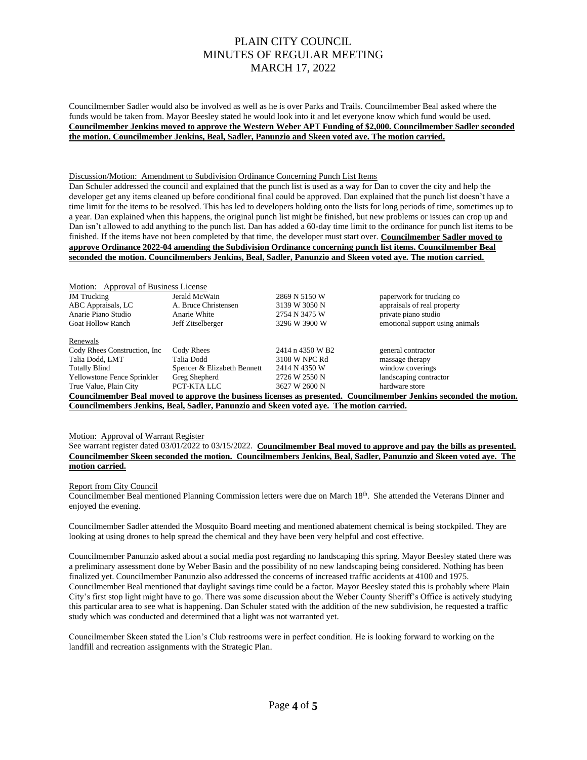Councilmember Sadler would also be involved as well as he is over Parks and Trails. Councilmember Beal asked where the funds would be taken from. Mayor Beesley stated he would look into it and let everyone know which fund would be used. **Councilmember Jenkins moved to approve the Western Weber APT Funding of $2,000. Councilmember Sadler seconded the motion. Councilmember Jenkins, Beal, Sadler, Panunzio and Skeen voted aye. The motion carried.**

Discussion/Motion: Amendment to Subdivision Ordinance Concerning Punch List Items

Dan Schuler addressed the council and explained that the punch list is used as a way for Dan to cover the city and help the developer get any items cleaned up before conditional final could be approved. Dan explained that the punch list doesn't have a time limit for the items to be resolved. This has led to developers holding onto the lists for long periods of time, sometimes up to a year. Dan explained when this happens, the original punch list might be finished, but new problems or issues can crop up and Dan isn't allowed to add anything to the punch list. Dan has added a 60-day time limit to the ordinance for punch list items to be finished. If the items have not been completed by that time, the developer must start over. **Councilmember Sadler moved to approve Ordinance 2022-04 amending the Subdivision Ordinance concerning punch list items. Councilmember Beal seconded the motion. Councilmembers Jenkins, Beal, Sadler, Panunzio and Skeen voted aye. The motion carried.**

Motion: Approval of Business License

| | | | |
|---|---|---|---|
| JM Trucking | Jerald McWain | 2869 N 5150 W | paperwork for trucking co |
| ABC Appraisals, LC | A. Bruce Christensen | 3139 W 3050 N | appraisals of real property |
| Anarie Piano Studio | Anarie White | 2754 N 3475 W | private piano studio |
| Goat Hollow Ranch | Jeff Zitselberger | 3296 W 3900 W | emotional support using animals |

Renewals

| | | | |
|---|---|---|---|
| Cody Rhees Construction, Inc | Cody Rhees | 2414 n 4350 W B2 | general contractor |
| Talia Dodd, LMT | Talia Dodd | 3108 W NPC Rd | massage therapy |
| Totally Blind | Spencer & Elizabeth Bennett | 2414 N 4350 W | window coverings |
| Yellowstone Fence Sprinkler | Greg Shepherd | 2726 W 2550 N | landscaping contractor |
| True Value, Plain City | PCT-KTA LLC | 3627 W 2600 N | hardware store |

**Councilmember Beal moved to approve the business licenses as presented. Councilmember Jenkins seconded the motion. Councilmembers Jenkins, Beal, Sadler, Panunzio and Skeen voted aye. The motion carried.**

Motion: Approval of Warrant Register

See warrant register dated 03/01/2022 to 03/15/2022. **Councilmember Beal moved to approve and pay the bills as presented. Councilmember Skeen seconded the motion. Councilmembers Jenkins, Beal, Sadler, Panunzio and Skeen voted aye. The motion carried.**

Report from City Council

Councilmember Beal mentioned Planning Commission letters were due on March 18th. She attended the Veterans Dinner and enjoyed the evening.

Councilmember Sadler attended the Mosquito Board meeting and mentioned abatement chemical is being stockpiled. They are looking at using drones to help spread the chemical and they have been very helpful and cost effective.

Councilmember Panunzio asked about a social media post regarding no landscaping this spring. Mayor Beesley stated there was a preliminary assessment done by Weber Basin and the possibility of no new landscaping being considered. Nothing has been finalized yet. Councilmember Panunzio also addressed the concerns of increased traffic accidents at 4100 and 1975. Councilmember Beal mentioned that daylight savings time could be a factor. Mayor Beesley stated this is probably where Plain City's first stop light might have to go. There was some discussion about the Weber County Sheriff's Office is actively studying this particular area to see what is happening. Dan Schuler stated with the addition of the new subdivision, he requested a traffic study which was conducted and determined that a light was not warranted yet.

Councilmember Skeen stated the Lion's Club restrooms were in perfect condition. He is looking forward to working on the landfill and recreation assignments with the Strategic Plan.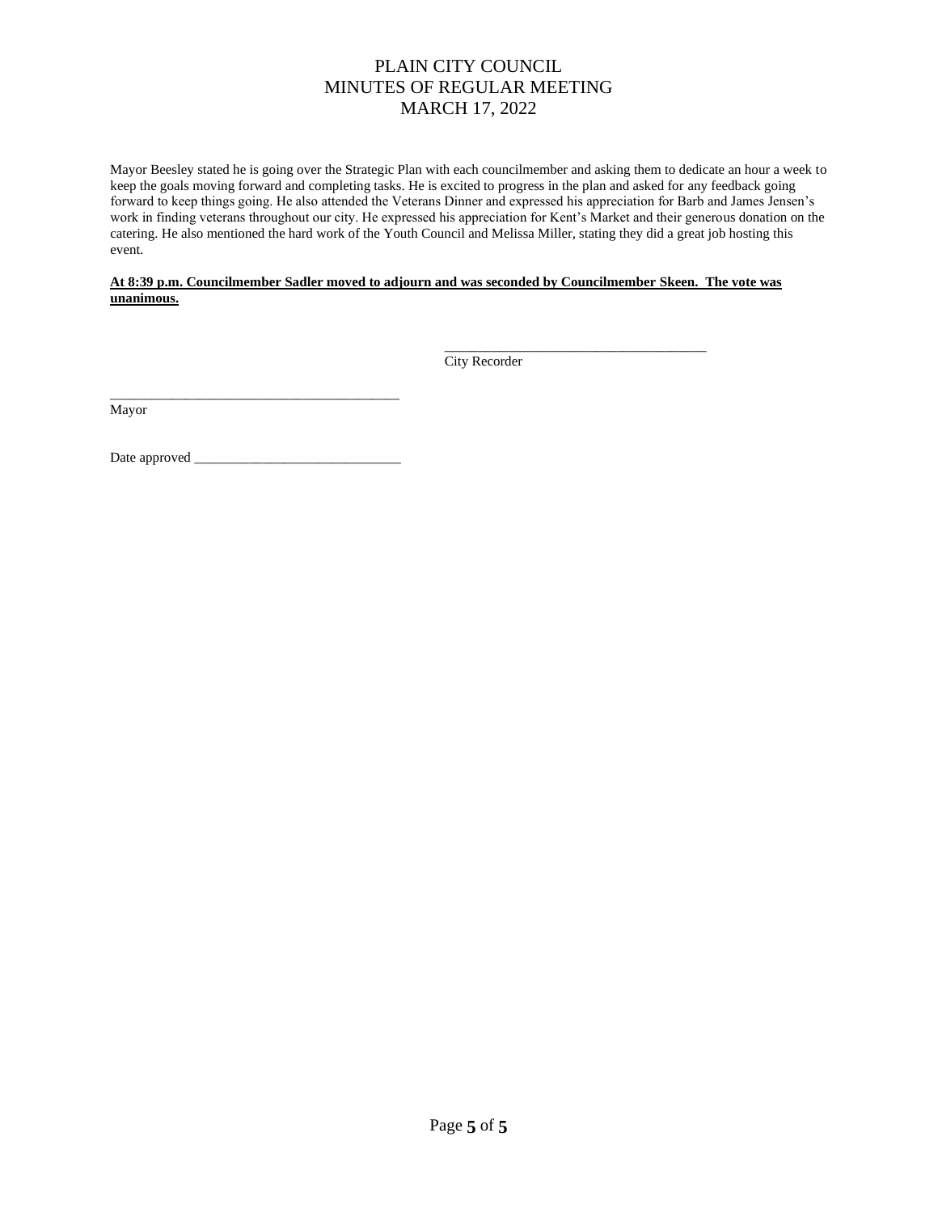Mayor Beesley stated he is going over the Strategic Plan with each councilmember and asking them to dedicate an hour a week to keep the goals moving forward and completing tasks. He is excited to progress in the plan and asked for any feedback going forward to keep things going. He also attended the Veterans Dinner and expressed his appreciation for Barb and James Jensen's work in finding veterans throughout our city. He expressed his appreciation for Kent's Market and their generous donation on the catering. He also mentioned the hard work of the Youth Council and Melissa Miller, stating they did a great job hosting this event.

**At 8:39 p.m. Councilmember Sadler moved to adjourn and was seconded by Councilmember Skeen. The vote was unanimous.**

______________________________________
City Recorder

__________________________________________
Mayor

Date approved ______________________________